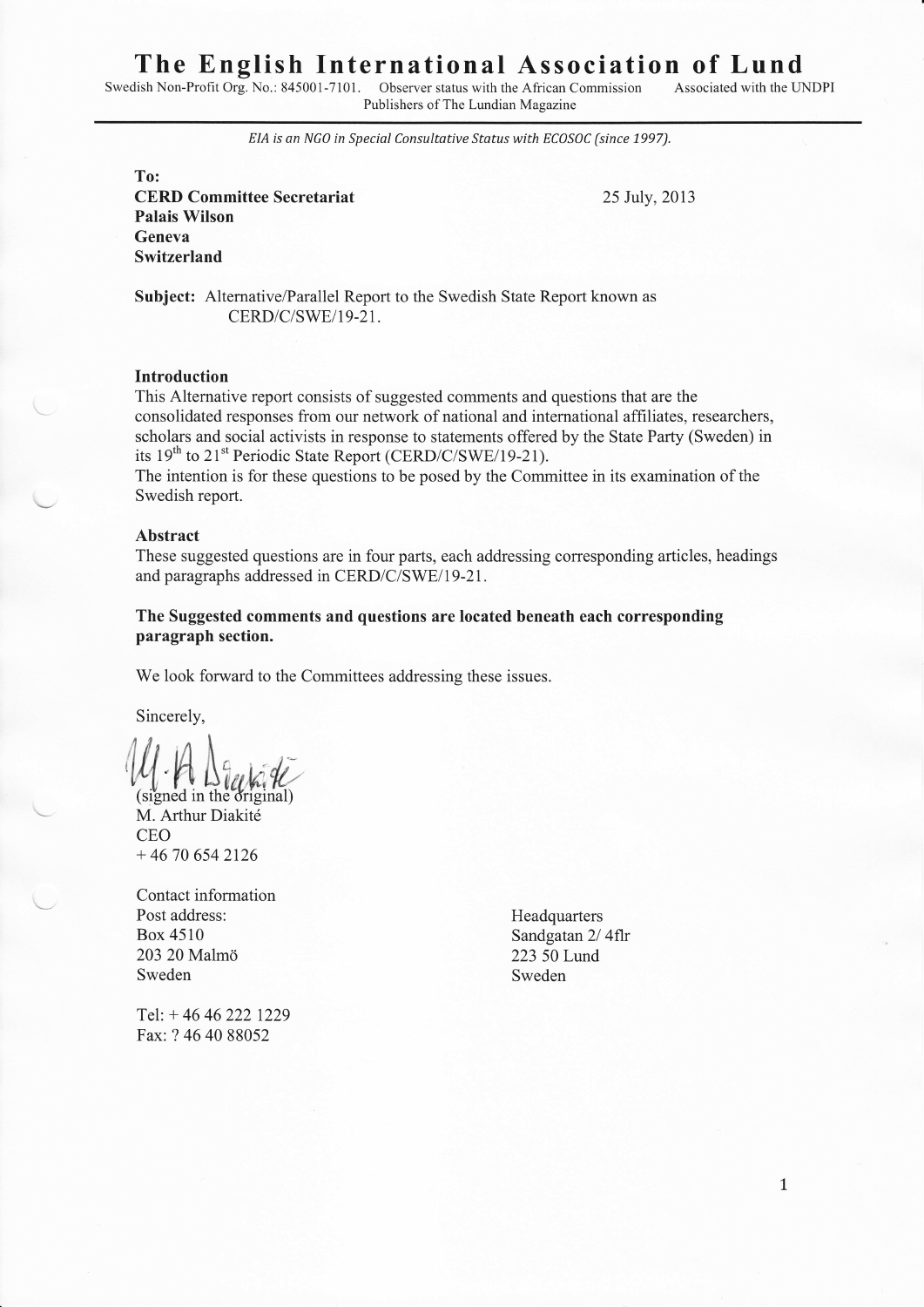# The English International Association of Lund

Swedish Non-Profit Org. No.: 845001-7101. Observer status with the African Commission Associated with the UNDPI
Publishers of The Lundian Magazine

*EIA is an NGO in Special Consultative Status with ECOSOC (since 1997).*

**To:**
**CERD Committee Secretariat**
**Palais Wilson**
**Geneva**
**Switzerland**

25 July, 2013

**Subject:** Alternative/Parallel Report to the Swedish State Report known as CERD/C/SWE/19-21.

### Introduction

This Alternative report consists of suggested comments and questions that are the consolidated responses from our network of national and international affiliates, researchers, scholars and social activists in response to statements offered by the State Party (Sweden) in its 19th to 21st Periodic State Report (CERD/C/SWE/19-21).
The intention is for these questions to be posed by the Committee in its examination of the Swedish report.

### Abstract

These suggested questions are in four parts, each addressing corresponding articles, headings and paragraphs addressed in CERD/C/SWE/19-21.

**The Suggested comments and questions are located beneath each corresponding paragraph section.**

We look forward to the Committees addressing these issues.

Sincerely,

(signed in the original)
M. Arthur Diakité
CEO
+ 46 70 654 2126

Contact information
Post address:
Box 4510
203 20 Malmö
Sweden

Headquarters
Sandgatan 2/ 4flr
223 50 Lund
Sweden

Tel: + 46 46 222 1229
Fax: ? 46 40 88052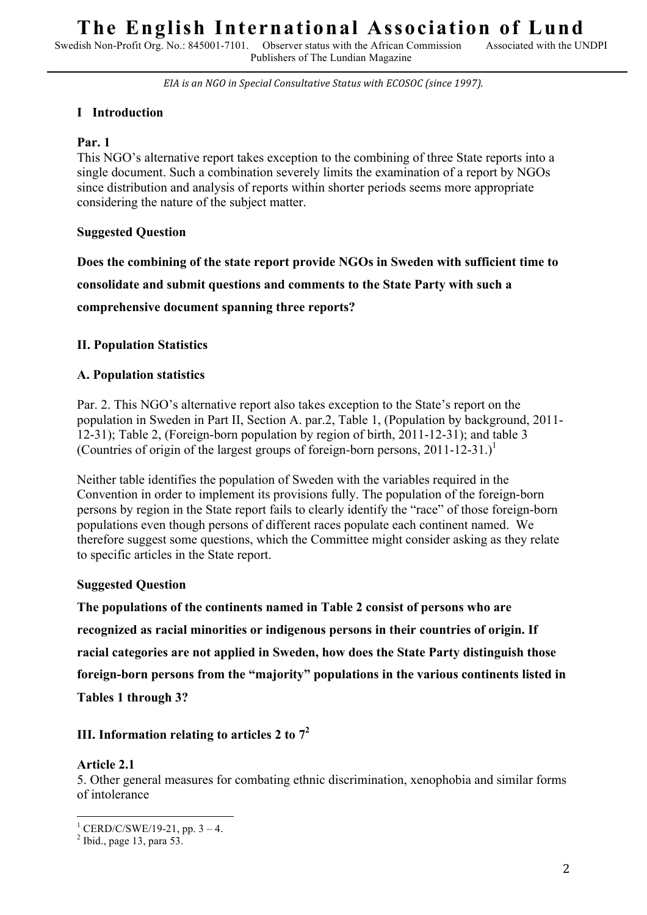# The English International Association of Lund

Swedish Non-Profit Org. No.: 845001-7101. Observer status with the African Commission Associated with the UNDPI
Publishers of The Lundian Magazine

*EIA is an NGO in Special Consultative Status with ECOSOC (since 1997).*

## I Introduction

**Par. 1**
This NGO's alternative report takes exception to the combining of three State reports into a single document. Such a combination severely limits the examination of a report by NGOs since distribution and analysis of reports within shorter periods seems more appropriate considering the nature of the subject matter.

**Suggested Question**

**Does the combining of the state report provide NGOs in Sweden with sufficient time to consolidate and submit questions and comments to the State Party with such a comprehensive document spanning three reports?**

## II. Population Statistics

### A. Population statistics

Par. 2. This NGO's alternative report also takes exception to the State's report on the population in Sweden in Part II, Section A. par.2, Table 1, (Population by background, 2011-12-31); Table 2, (Foreign-born population by region of birth, 2011-12-31); and table 3 (Countries of origin of the largest groups of foreign-born persons, 2011-12-31.)[1]

Neither table identifies the population of Sweden with the variables required in the Convention in order to implement its provisions fully. The population of the foreign-born persons by region in the State report fails to clearly identify the "race" of those foreign-born populations even though persons of different races populate each continent named. We therefore suggest some questions, which the Committee might consider asking as they relate to specific articles in the State report.

**Suggested Question**

**The populations of the continents named in Table 2 consist of persons who are recognized as racial minorities or indigenous persons in their countries of origin. If racial categories are not applied in Sweden, how does the State Party distinguish those foreign-born persons from the "majority" populations in the various continents listed in Tables 1 through 3?**

## III. Information relating to articles 2 to 7[2]

**Article 2.1**
5. Other general measures for combating ethnic discrimination, xenophobia and similar forms of intolerance

---

[1] CERD/C/SWE/19-21, pp. 3 – 4.
[2] Ibid., page 13, para 53.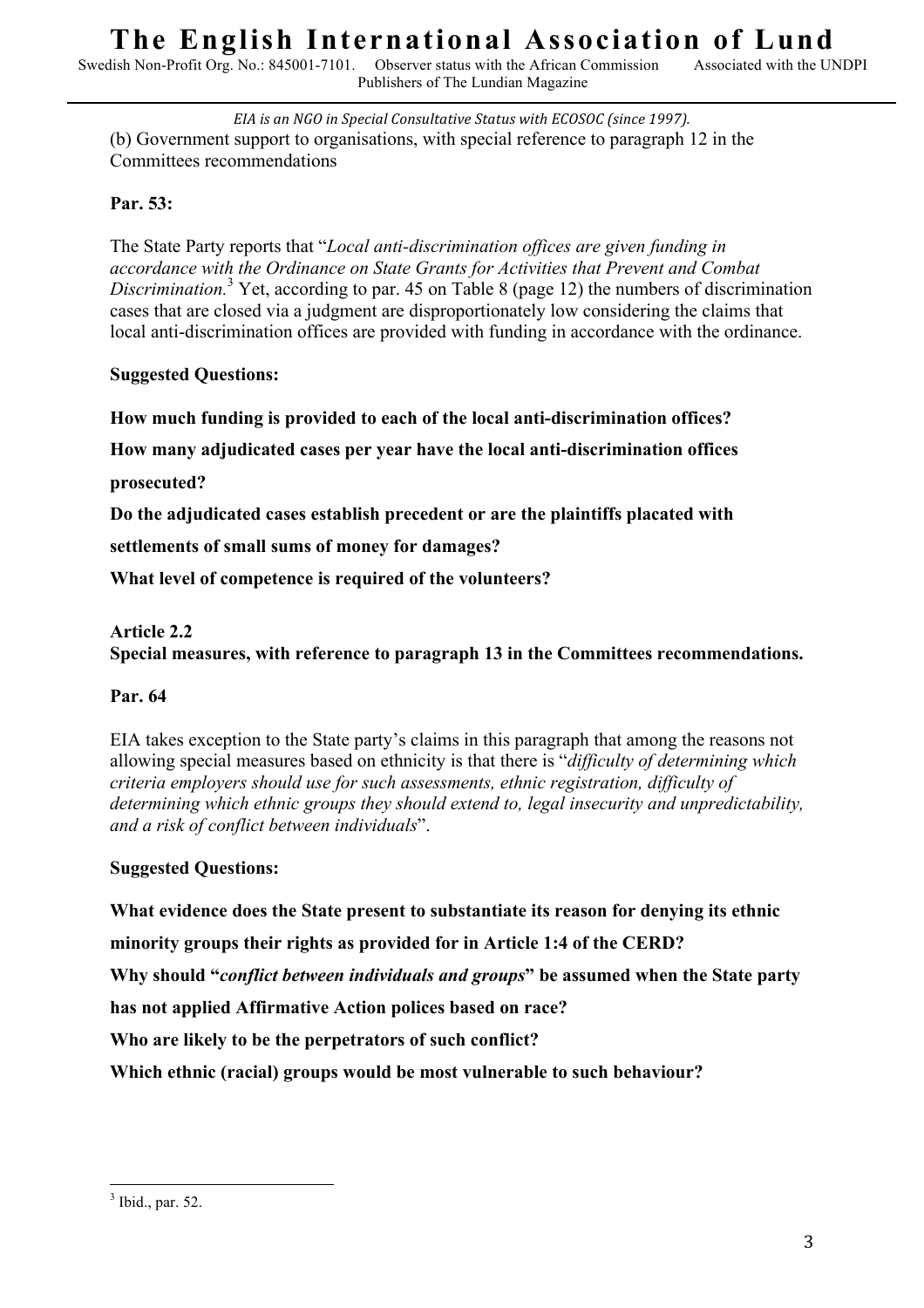(b) Government support to organisations, with special reference to paragraph 12 in the Committees recommendations

**Par. 53:**

The State Party reports that "*Local anti-discrimination offices are given funding in accordance with the Ordinance on State Grants for Activities that Prevent and Combat Discrimination.*[3] Yet, according to par. 45 on Table 8 (page 12) the numbers of discrimination cases that are closed via a judgment are disproportionately low considering the claims that local anti-discrimination offices are provided with funding in accordance with the ordinance.

**Suggested Questions:**

**How much funding is provided to each of the local anti-discrimination offices?**

**How many adjudicated cases per year have the local anti-discrimination offices prosecuted?**

**Do the adjudicated cases establish precedent or are the plaintiffs placated with settlements of small sums of money for damages?**

**What level of competence is required of the volunteers?**

**Article 2.2**
**Special measures, with reference to paragraph 13 in the Committees recommendations.**

**Par. 64**

EIA takes exception to the State party's claims in this paragraph that among the reasons not allowing special measures based on ethnicity is that there is "*difficulty of determining which criteria employers should use for such assessments, ethnic registration, difficulty of determining which ethnic groups they should extend to, legal insecurity and unpredictability, and a risk of conflict between individuals*".

**Suggested Questions:**

**What evidence does the State present to substantiate its reason for denying its ethnic minority groups their rights as provided for in Article 1:4 of the CERD?**

**Why should "*conflict between individuals and groups*" be assumed when the State party has not applied Affirmative Action polices based on race?**

**Who are likely to be the perpetrators of such conflict?**

**Which ethnic (racial) groups would be most vulnerable to such behaviour?**

---

[3] Ibid., par. 52.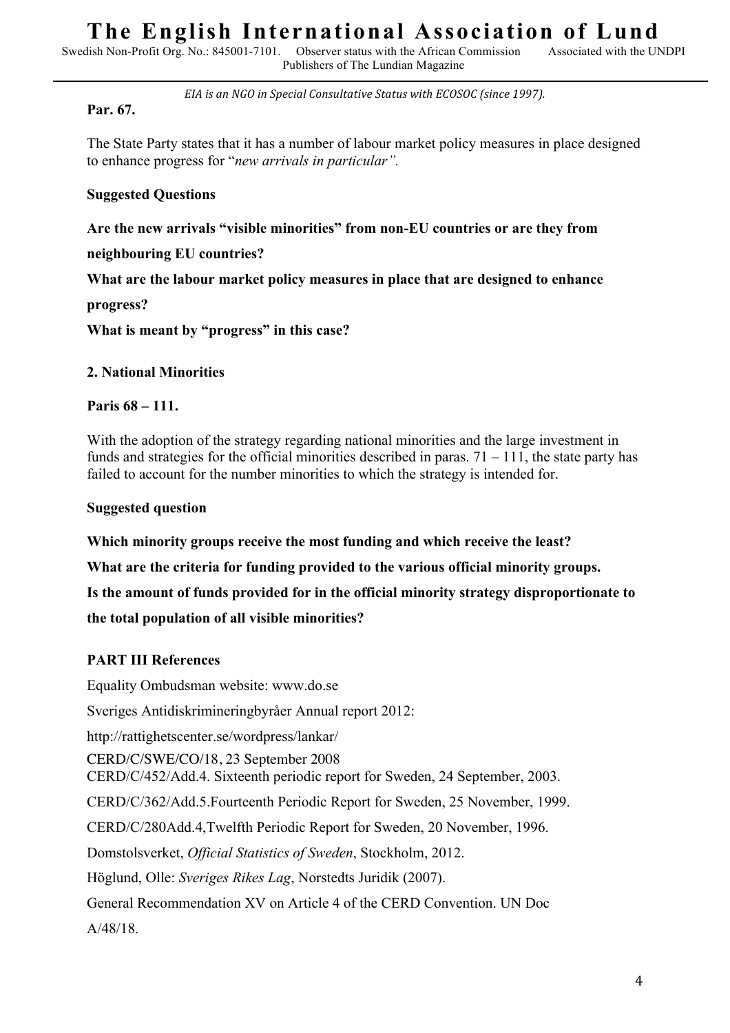**Par. 67.**

The State Party states that it has a number of labour market policy measures in place designed to enhance progress for "*new arrivals in particular".*

**Suggested Questions**

**Are the new arrivals "visible minorities" from non-EU countries or are they from neighbouring EU countries?**

**What are the labour market policy measures in place that are designed to enhance progress?**

**What is meant by "progress" in this case?**

**2. National Minorities**

**Paris 68 – 111.**

With the adoption of the strategy regarding national minorities and the large investment in funds and strategies for the official minorities described in paras. 71 – 111, the state party has failed to account for the number minorities to which the strategy is intended for.

**Suggested question**

**Which minority groups receive the most funding and which receive the least?**

**What are the criteria for funding provided to the various official minority groups.**

**Is the amount of funds provided for in the official minority strategy disproportionate to the total population of all visible minorities?**

**PART III References**

Equality Ombudsman website: www.do.se

Sveriges Antidiskrimineringbyråer Annual report 2012:

http://rattighetscenter.se/wordpress/lankar/

CERD/C/SWE/CO/18, 23 September 2008

CERD/C/452/Add.4. Sixteenth periodic report for Sweden, 24 September, 2003.

CERD/C/362/Add.5.Fourteenth Periodic Report for Sweden, 25 November, 1999.

CERD/C/280Add.4,Twelfth Periodic Report for Sweden, 20 November, 1996.

Domstolsverket, *Official Statistics of Sweden*, Stockholm, 2012.

Höglund, Olle: *Sveriges Rikes Lag*, Norstedts Juridik (2007).

General Recommendation XV on Article 4 of the CERD Convention. UN Doc A/48/18.